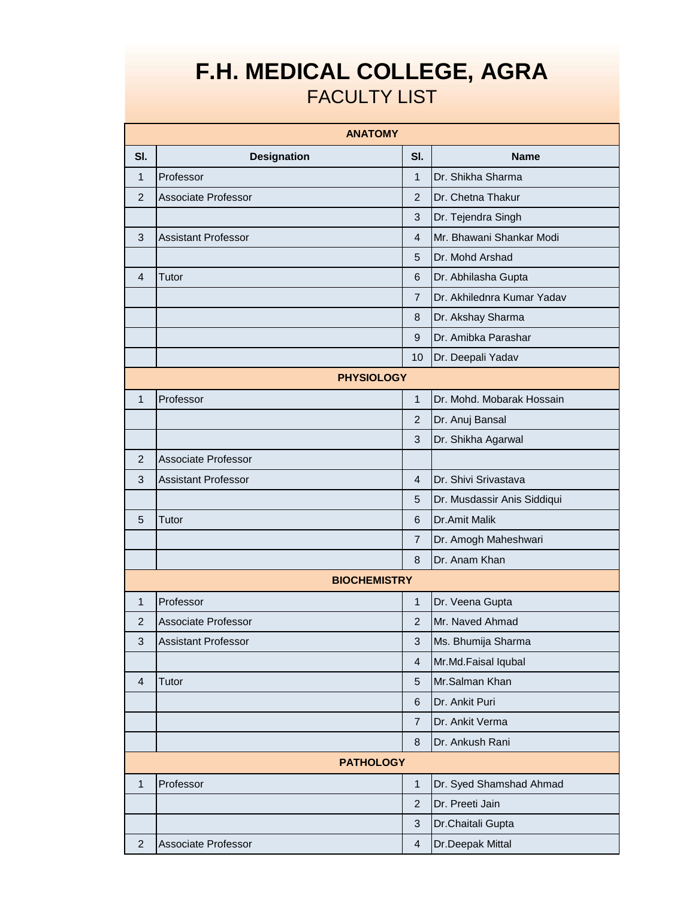# F.H. MEDICAL COLLEGE, AGRA

## FACULTY LIST

| ANATOMY | | | |
|---|---|---|---|
| Sl. | Designation | Sl. | Name |
| 1 | Professor | 1 | Dr. Shikha Sharma |
| 2 | Associate Professor | 2 | Dr. Chetna Thakur |
| | | 3 | Dr. Tejendra Singh |
| 3 | Assistant Professor | 4 | Mr. Bhawani Shankar Modi |
| | | 5 | Dr. Mohd Arshad |
| 4 | Tutor | 6 | Dr. Abhilasha Gupta |
| | | 7 | Dr. Akhilednra Kumar Yadav |
| | | 8 | Dr. Akshay Sharma |
| | | 9 | Dr. Amibka Parashar |
| | | 10 | Dr. Deepali Yadav |
| **PHYSIOLOGY** | | | |
| 1 | Professor | 1 | Dr. Mohd. Mobarak Hossain |
| | | 2 | Dr. Anuj Bansal |
| | | 3 | Dr. Shikha Agarwal |
| 2 | Associate Professor | | |
| 3 | Assistant Professor | 4 | Dr. Shivi Srivastava |
| | | 5 | Dr. Musdassir Anis Siddiqui |
| 5 | Tutor | 6 | Dr.Amit Malik |
| | | 7 | Dr. Amogh Maheshwari |
| | | 8 | Dr. Anam Khan |
| **BIOCHEMISTRY** | | | |
| 1 | Professor | 1 | Dr. Veena Gupta |
| 2 | Associate Professor | 2 | Mr. Naved Ahmad |
| 3 | Assistant Professor | 3 | Ms. Bhumija Sharma |
| | | 4 | Mr.Md.Faisal Iqubal |
| 4 | Tutor | 5 | Mr.Salman Khan |
| | | 6 | Dr. Ankit Puri |
| | | 7 | Dr. Ankit Verma |
| | | 8 | Dr. Ankush Rani |
| **PATHOLOGY** | | | |
| 1 | Professor | 1 | Dr. Syed Shamshad Ahmad |
| | | 2 | Dr. Preeti Jain |
| | | 3 | Dr.Chaitali Gupta |
| 2 | Associate Professor | 4 | Dr.Deepak Mittal |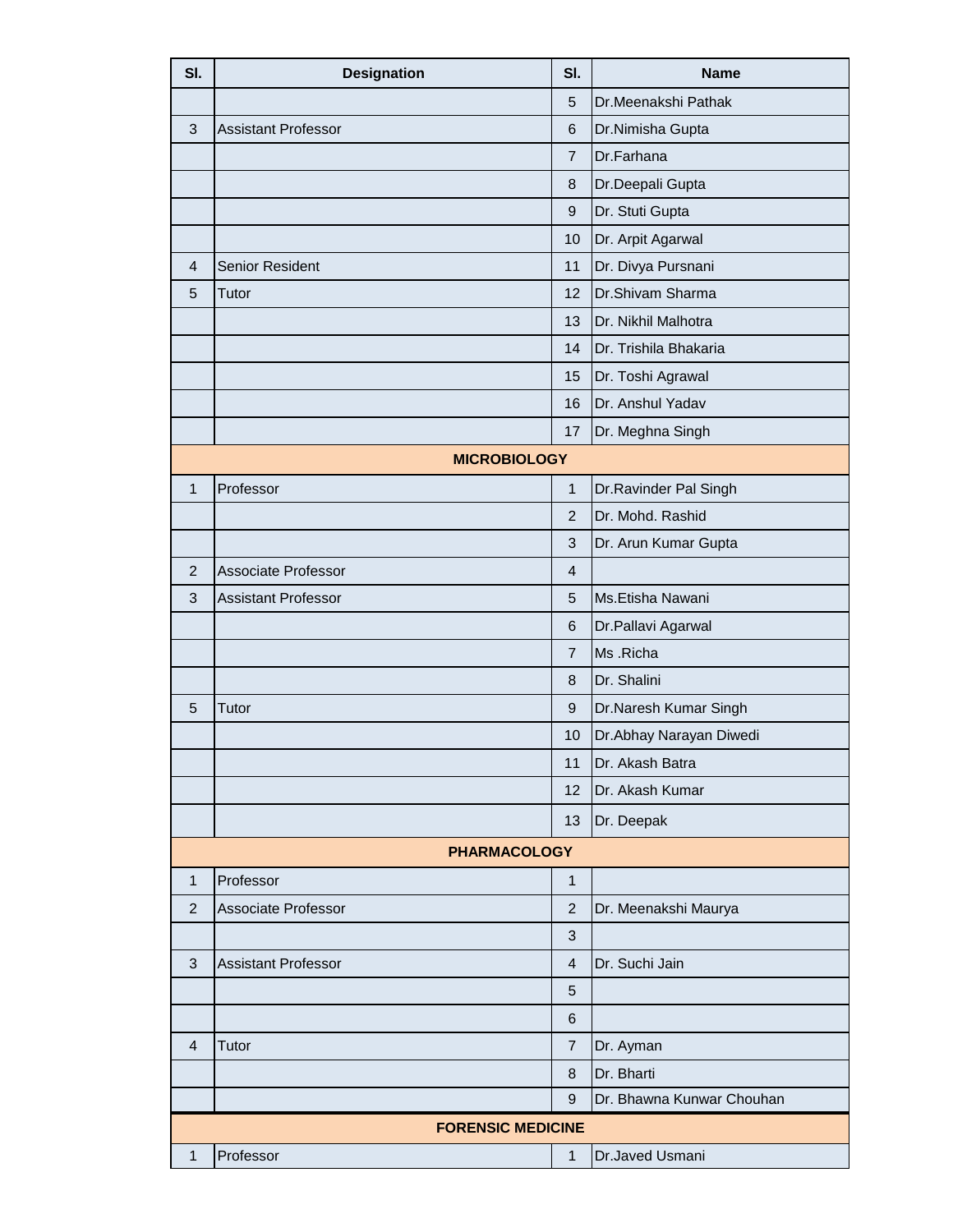| Sl. | Designation | Sl. | Name |
|---|---|---|---|
| | | 5 | Dr.Meenakshi Pathak |
| 3 | Assistant Professor | 6 | Dr.Nimisha Gupta |
| | | 7 | Dr.Farhana |
| | | 8 | Dr.Deepali Gupta |
| | | 9 | Dr. Stuti Gupta |
| | | 10 | Dr. Arpit Agarwal |
| 4 | Senior Resident | 11 | Dr. Divya Pursnani |
| 5 | Tutor | 12 | Dr.Shivam Sharma |
| | | 13 | Dr. Nikhil Malhotra |
| | | 14 | Dr. Trishila Bhakaria |
| | | 15 | Dr. Toshi Agrawal |
| | | 16 | Dr. Anshul Yadav |
| | | 17 | Dr. Meghna Singh |
| **MICROBIOLOGY** | | | |
| 1 | Professor | 1 | Dr.Ravinder Pal Singh |
| | | 2 | Dr. Mohd. Rashid |
| | | 3 | Dr. Arun Kumar Gupta |
| 2 | Associate Professor | 4 | |
| 3 | Assistant Professor | 5 | Ms.Etisha Nawani |
| | | 6 | Dr.Pallavi Agarwal |
| | | 7 | Ms .Richa |
| | | 8 | Dr. Shalini |
| 5 | Tutor | 9 | Dr.Naresh Kumar Singh |
| | | 10 | Dr.Abhay Narayan Diwedi |
| | | 11 | Dr. Akash Batra |
| | | 12 | Dr. Akash Kumar |
| | | 13 | Dr. Deepak |
| **PHARMACOLOGY** | | | |
| 1 | Professor | 1 | |
| 2 | Associate Professor | 2 | Dr. Meenakshi Maurya |
| | | 3 | |
| 3 | Assistant Professor | 4 | Dr. Suchi Jain |
| | | 5 | |
| | | 6 | |
| 4 | Tutor | 7 | Dr. Ayman |
| | | 8 | Dr. Bharti |
| | | 9 | Dr. Bhawna Kunwar Chouhan |
| **FORENSIC MEDICINE** | | | |
| 1 | Professor | 1 | Dr.Javed Usmani |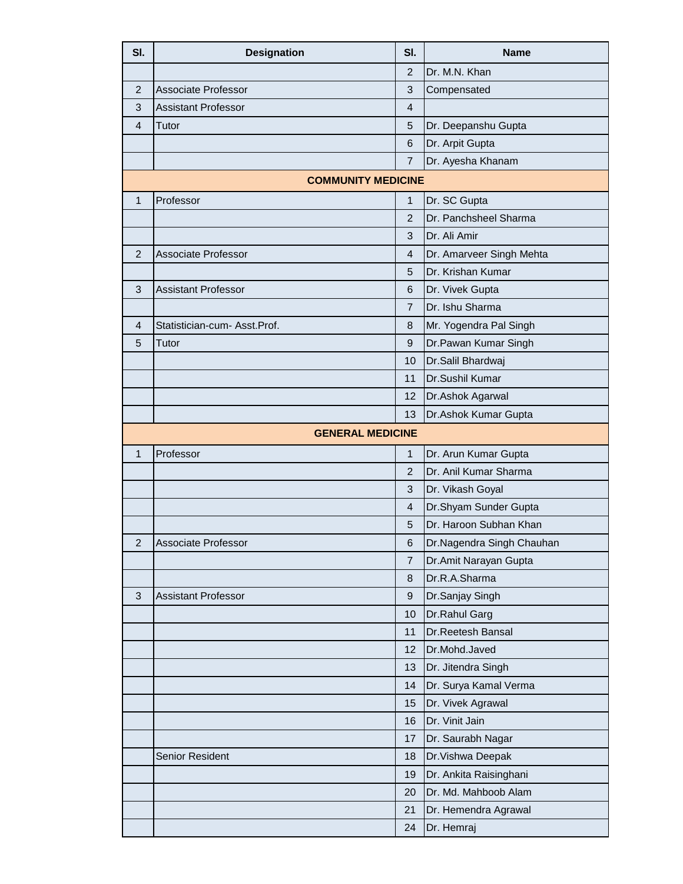| Sl. | Designation | Sl. | Name |
|---|---|---|---|
| | | 2 | Dr. M.N. Khan |
| 2 | Associate Professor | 3 | Compensated |
| 3 | Assistant Professor | 4 | |
| 4 | Tutor | 5 | Dr. Deepanshu Gupta |
| | | 6 | Dr. Arpit Gupta |
| | | 7 | Dr. Ayesha Khanam |
| **COMMUNITY MEDICINE** | | | |
| 1 | Professor | 1 | Dr. SC Gupta |
| | | 2 | Dr. Panchsheel Sharma |
| | | 3 | Dr. Ali Amir |
| 2 | Associate Professor | 4 | Dr. Amarveer Singh Mehta |
| | | 5 | Dr. Krishan Kumar |
| 3 | Assistant Professor | 6 | Dr. Vivek Gupta |
| | | 7 | Dr. Ishu Sharma |
| 4 | Statistician-cum- Asst.Prof. | 8 | Mr. Yogendra Pal Singh |
| 5 | Tutor | 9 | Dr.Pawan Kumar Singh |
| | | 10 | Dr.Salil Bhardwaj |
| | | 11 | Dr.Sushil Kumar |
| | | 12 | Dr.Ashok Agarwal |
| | | 13 | Dr.Ashok Kumar Gupta |
| **GENERAL MEDICINE** | | | |
| 1 | Professor | 1 | Dr. Arun Kumar Gupta |
| | | 2 | Dr. Anil Kumar Sharma |
| | | 3 | Dr. Vikash Goyal |
| | | 4 | Dr.Shyam Sunder Gupta |
| | | 5 | Dr. Haroon Subhan Khan |
| 2 | Associate Professor | 6 | Dr.Nagendra Singh Chauhan |
| | | 7 | Dr.Amit Narayan Gupta |
| | | 8 | Dr.R.A.Sharma |
| 3 | Assistant Professor | 9 | Dr.Sanjay Singh |
| | | 10 | Dr.Rahul Garg |
| | | 11 | Dr.Reetesh Bansal |
| | | 12 | Dr.Mohd.Javed |
| | | 13 | Dr. Jitendra Singh |
| | | 14 | Dr. Surya Kamal Verma |
| | | 15 | Dr. Vivek Agrawal |
| | | 16 | Dr. Vinit Jain |
| | | 17 | Dr. Saurabh Nagar |
| | Senior Resident | 18 | Dr.Vishwa Deepak |
| | | 19 | Dr. Ankita Raisinghani |
| | | 20 | Dr. Md. Mahboob Alam |
| | | 21 | Dr. Hemendra Agrawal |
| | | 24 | Dr. Hemraj |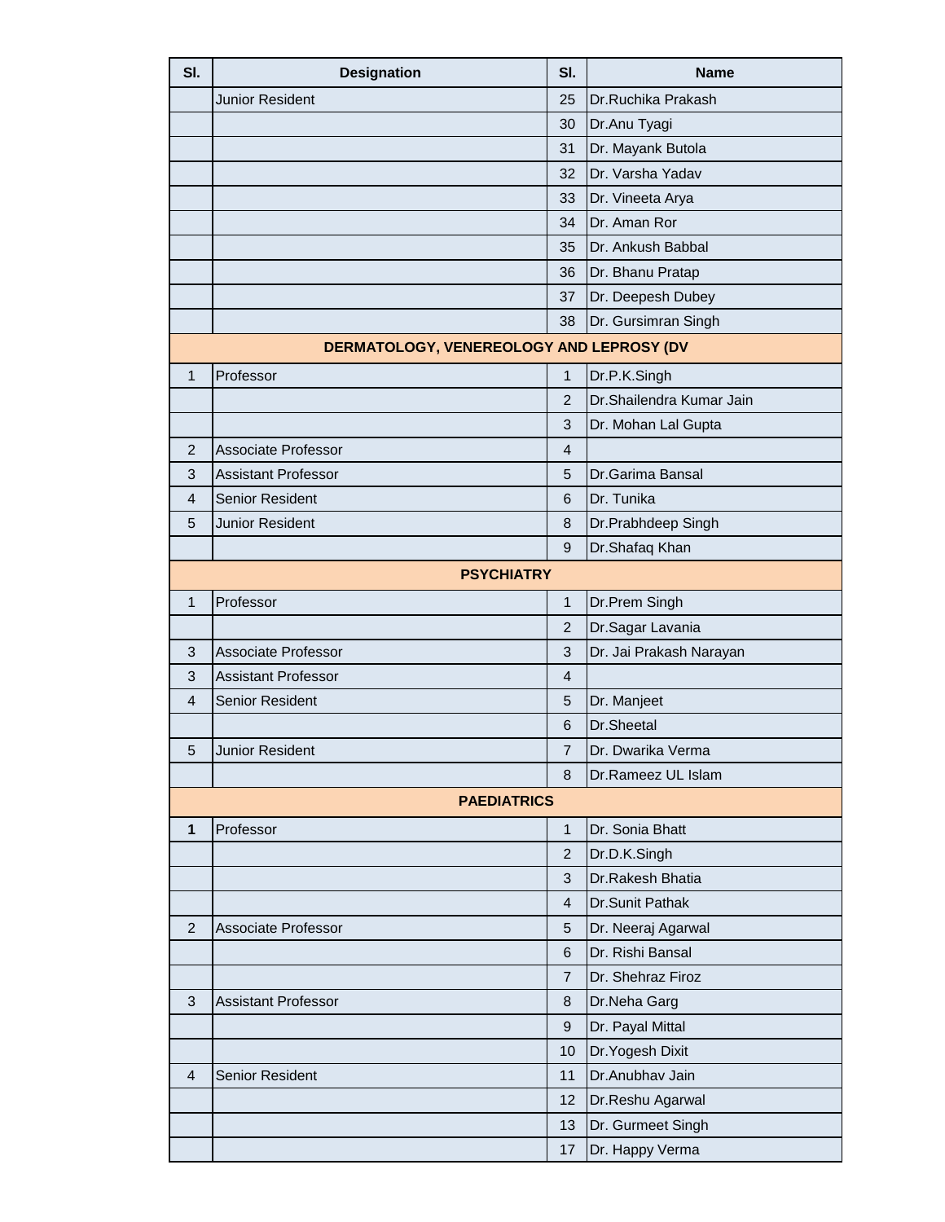| Sl. | Designation | Sl. | Name |
|---|---|---|---|
| | Junior Resident | 25 | Dr.Ruchika Prakash |
| | | 30 | Dr.Anu Tyagi |
| | | 31 | Dr. Mayank Butola |
| | | 32 | Dr. Varsha Yadav |
| | | 33 | Dr. Vineeta Arya |
| | | 34 | Dr. Aman Ror |
| | | 35 | Dr. Ankush Babbal |
| | | 36 | Dr. Bhanu Pratap |
| | | 37 | Dr. Deepesh Dubey |
| | | 38 | Dr. Gursimran Singh |
| **DERMATOLOGY, VENEREOLOGY AND LEPROSY (DV** | | | |
| 1 | Professor | 1 | Dr.P.K.Singh |
| | | 2 | Dr.Shailendra Kumar Jain |
| | | 3 | Dr. Mohan Lal Gupta |
| 2 | Associate Professor | 4 | |
| 3 | Assistant Professor | 5 | Dr.Garima Bansal |
| 4 | Senior Resident | 6 | Dr. Tunika |
| 5 | Junior Resident | 8 | Dr.Prabhdeep Singh |
| | | 9 | Dr.Shafaq Khan |
| **PSYCHIATRY** | | | |
| 1 | Professor | 1 | Dr.Prem Singh |
| | | 2 | Dr.Sagar Lavania |
| 3 | Associate Professor | 3 | Dr. Jai Prakash Narayan |
| 3 | Assistant Professor | 4 | |
| 4 | Senior Resident | 5 | Dr. Manjeet |
| | | 6 | Dr.Sheetal |
| 5 | Junior Resident | 7 | Dr. Dwarika Verma |
| | | 8 | Dr.Rameez UL Islam |
| **PAEDIATRICS** | | | |
| **1** | Professor | 1 | Dr. Sonia Bhatt |
| | | 2 | Dr.D.K.Singh |
| | | 3 | Dr.Rakesh Bhatia |
| | | 4 | Dr.Sunit Pathak |
| 2 | Associate Professor | 5 | Dr. Neeraj Agarwal |
| | | 6 | Dr. Rishi Bansal |
| | | 7 | Dr. Shehraz Firoz |
| 3 | Assistant Professor | 8 | Dr.Neha Garg |
| | | 9 | Dr. Payal Mittal |
| | | 10 | Dr.Yogesh Dixit |
| 4 | Senior Resident | 11 | Dr.Anubhav Jain |
| | | 12 | Dr.Reshu Agarwal |
| | | 13 | Dr. Gurmeet Singh |
| | | 17 | Dr. Happy Verma |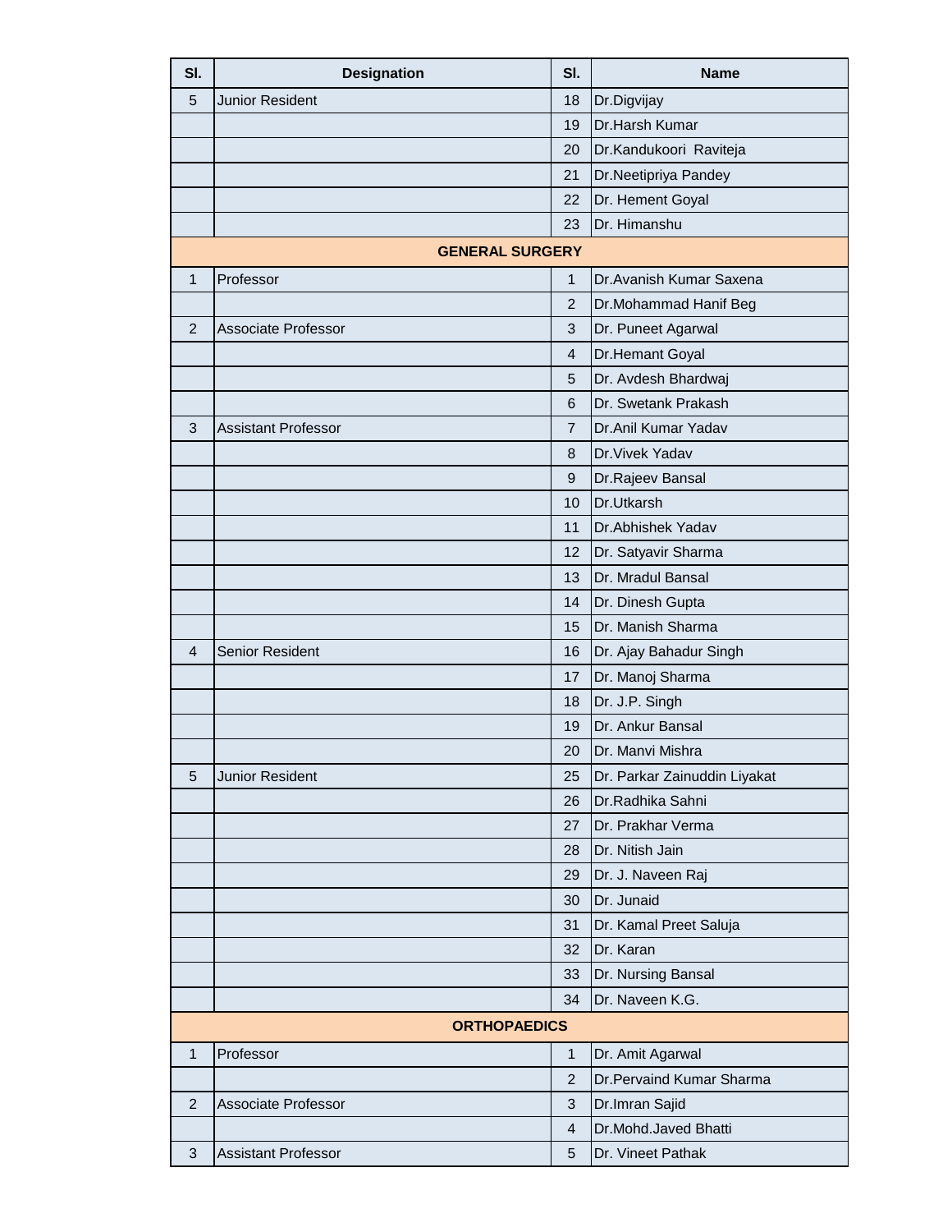| Sl. | Designation | Sl. | Name |
|---|---|---|---|
| 5 | Junior Resident | 18 | Dr.Digvijay |
| | | 19 | Dr.Harsh Kumar |
| | | 20 | Dr.Kandukoori Raviteja |
| | | 21 | Dr.Neetipriya Pandey |
| | | 22 | Dr. Hement Goyal |
| | | 23 | Dr. Himanshu |
| **GENERAL SURGERY** | | | |
| 1 | Professor | 1 | Dr.Avanish Kumar Saxena |
| | | 2 | Dr.Mohammad Hanif Beg |
| 2 | Associate Professor | 3 | Dr. Puneet Agarwal |
| | | 4 | Dr.Hemant Goyal |
| | | 5 | Dr. Avdesh Bhardwaj |
| | | 6 | Dr. Swetank Prakash |
| 3 | Assistant Professor | 7 | Dr.Anil Kumar Yadav |
| | | 8 | Dr.Vivek Yadav |
| | | 9 | Dr.Rajeev Bansal |
| | | 10 | Dr.Utkarsh |
| | | 11 | Dr.Abhishek Yadav |
| | | 12 | Dr. Satyavir Sharma |
| | | 13 | Dr. Mradul Bansal |
| | | 14 | Dr. Dinesh Gupta |
| | | 15 | Dr. Manish Sharma |
| 4 | Senior Resident | 16 | Dr. Ajay Bahadur Singh |
| | | 17 | Dr. Manoj Sharma |
| | | 18 | Dr. J.P. Singh |
| | | 19 | Dr. Ankur Bansal |
| | | 20 | Dr. Manvi Mishra |
| 5 | Junior Resident | 25 | Dr. Parkar Zainuddin Liyakat |
| | | 26 | Dr.Radhika Sahni |
| | | 27 | Dr. Prakhar Verma |
| | | 28 | Dr. Nitish Jain |
| | | 29 | Dr. J. Naveen Raj |
| | | 30 | Dr. Junaid |
| | | 31 | Dr. Kamal Preet Saluja |
| | | 32 | Dr. Karan |
| | | 33 | Dr. Nursing Bansal |
| | | 34 | Dr. Naveen K.G. |
| **ORTHOPAEDICS** | | | |
| 1 | Professor | 1 | Dr. Amit Agarwal |
| | | 2 | Dr.Pervaind Kumar Sharma |
| 2 | Associate Professor | 3 | Dr.Imran Sajid |
| | | 4 | Dr.Mohd.Javed Bhatti |
| 3 | Assistant Professor | 5 | Dr. Vineet Pathak |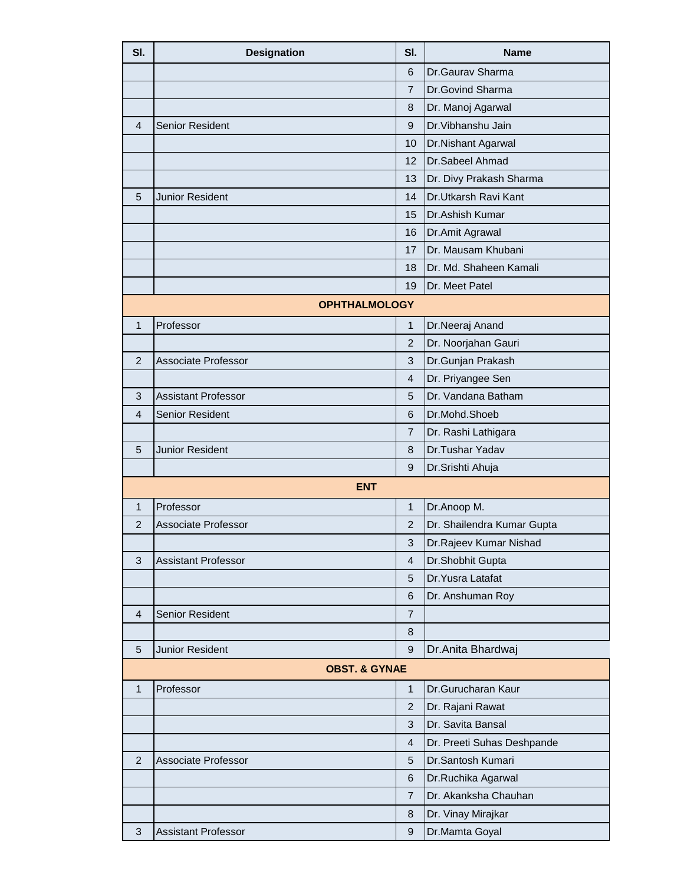| Sl. | Designation | Sl. | Name |
|---|---|---|---|
| | | 6 | Dr.Gaurav Sharma |
| | | 7 | Dr.Govind Sharma |
| | | 8 | Dr. Manoj Agarwal |
| 4 | Senior Resident | 9 | Dr.Vibhanshu Jain |
| | | 10 | Dr.Nishant Agarwal |
| | | 12 | Dr.Sabeel Ahmad |
| | | 13 | Dr. Divy Prakash Sharma |
| 5 | Junior Resident | 14 | Dr.Utkarsh Ravi Kant |
| | | 15 | Dr.Ashish Kumar |
| | | 16 | Dr.Amit Agrawal |
| | | 17 | Dr. Mausam Khubani |
| | | 18 | Dr. Md. Shaheen Kamali |
| | | 19 | Dr. Meet Patel |
| **OPHTHALMOLOGY** | | | |
| 1 | Professor | 1 | Dr.Neeraj Anand |
| | | 2 | Dr. Noorjahan Gauri |
| 2 | Associate Professor | 3 | Dr.Gunjan Prakash |
| | | 4 | Dr. Priyangee Sen |
| 3 | Assistant Professor | 5 | Dr. Vandana Batham |
| 4 | Senior Resident | 6 | Dr.Mohd.Shoeb |
| | | 7 | Dr. Rashi Lathigara |
| 5 | Junior Resident | 8 | Dr.Tushar Yadav |
| | | 9 | Dr.Srishti Ahuja |
| **ENT** | | | |
| 1 | Professor | 1 | Dr.Anoop M. |
| 2 | Associate Professor | 2 | Dr. Shailendra Kumar Gupta |
| | | 3 | Dr.Rajeev Kumar Nishad |
| 3 | Assistant Professor | 4 | Dr.Shobhit Gupta |
| | | 5 | Dr.Yusra Latafat |
| | | 6 | Dr. Anshuman Roy |
| 4 | Senior Resident | 7 | |
| | | 8 | |
| 5 | Junior Resident | 9 | Dr.Anita Bhardwaj |
| **OBST. & GYNAE** | | | |
| 1 | Professor | 1 | Dr.Gurucharan Kaur |
| | | 2 | Dr. Rajani Rawat |
| | | 3 | Dr. Savita Bansal |
| | | 4 | Dr. Preeti Suhas Deshpande |
| 2 | Associate Professor | 5 | Dr.Santosh Kumari |
| | | 6 | Dr.Ruchika Agarwal |
| | | 7 | Dr. Akanksha Chauhan |
| | | 8 | Dr. Vinay Mirajkar |
| 3 | Assistant Professor | 9 | Dr.Mamta Goyal |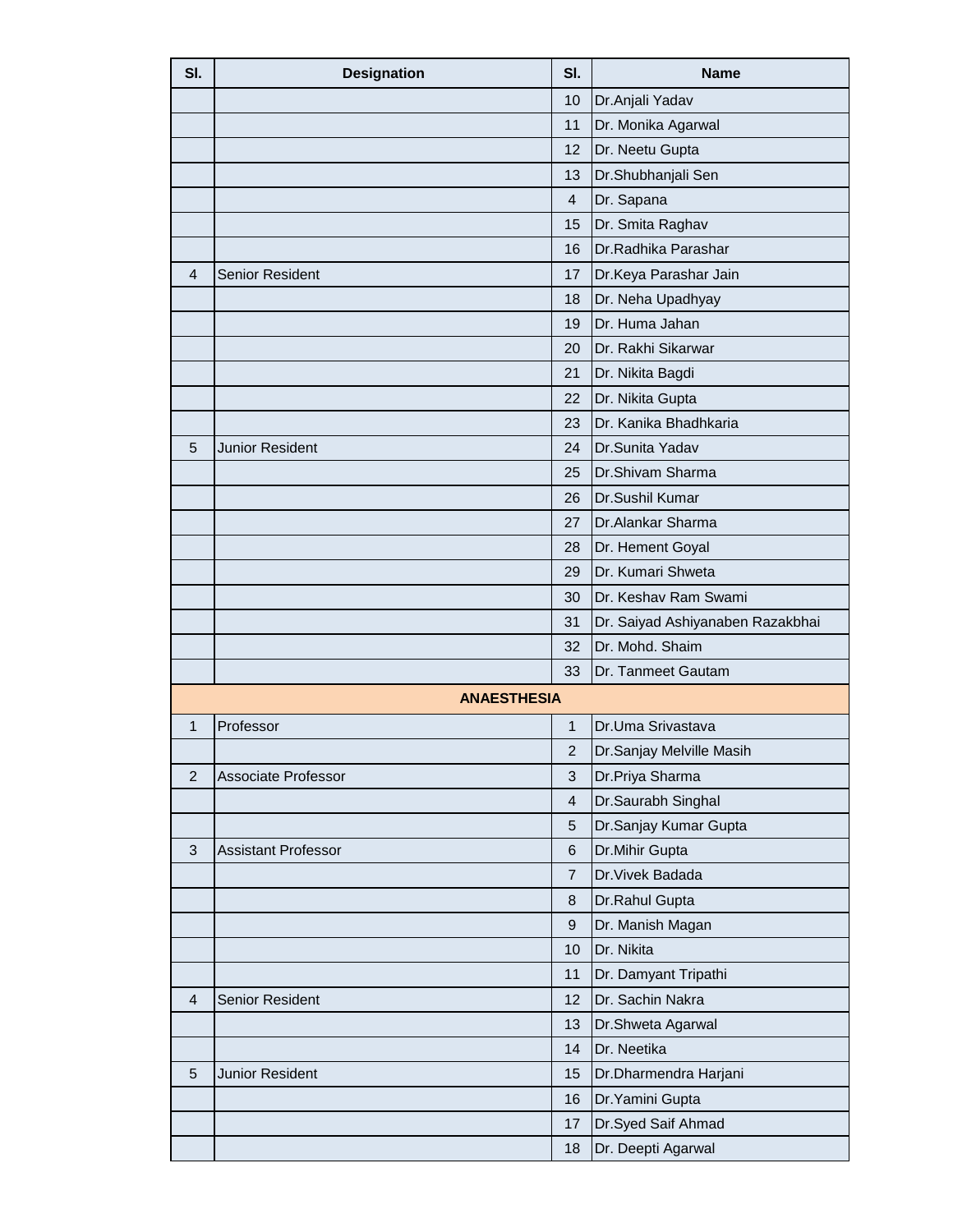| Sl. | Designation | Sl. | Name |
|---|---|---|---|
| | | 10 | Dr.Anjali Yadav |
| | | 11 | Dr. Monika Agarwal |
| | | 12 | Dr. Neetu Gupta |
| | | 13 | Dr.Shubhanjali Sen |
| | | 4 | Dr. Sapana |
| | | 15 | Dr. Smita Raghav |
| | | 16 | Dr.Radhika Parashar |
| 4 | Senior Resident | 17 | Dr.Keya Parashar Jain |
| | | 18 | Dr. Neha Upadhyay |
| | | 19 | Dr. Huma Jahan |
| | | 20 | Dr. Rakhi Sikarwar |
| | | 21 | Dr. Nikita Bagdi |
| | | 22 | Dr. Nikita Gupta |
| | | 23 | Dr. Kanika Bhadhkaria |
| 5 | Junior Resident | 24 | Dr.Sunita Yadav |
| | | 25 | Dr.Shivam Sharma |
| | | 26 | Dr.Sushil Kumar |
| | | 27 | Dr.Alankar Sharma |
| | | 28 | Dr. Hement Goyal |
| | | 29 | Dr. Kumari Shweta |
| | | 30 | Dr. Keshav Ram Swami |
| | | 31 | Dr. Saiyad Ashiyanaben Razakbhai |
| | | 32 | Dr. Mohd. Shaim |
| | | 33 | Dr. Tanmeet Gautam |
| **ANAESTHESIA** | | | |
| 1 | Professor | 1 | Dr.Uma Srivastava |
| | | 2 | Dr.Sanjay Melville Masih |
| 2 | Associate Professor | 3 | Dr.Priya Sharma |
| | | 4 | Dr.Saurabh Singhal |
| | | 5 | Dr.Sanjay Kumar Gupta |
| 3 | Assistant Professor | 6 | Dr.Mihir Gupta |
| | | 7 | Dr.Vivek Badada |
| | | 8 | Dr.Rahul Gupta |
| | | 9 | Dr. Manish Magan |
| | | 10 | Dr. Nikita |
| | | 11 | Dr. Damyant Tripathi |
| 4 | Senior Resident | 12 | Dr. Sachin Nakra |
| | | 13 | Dr.Shweta Agarwal |
| | | 14 | Dr. Neetika |
| 5 | Junior Resident | 15 | Dr.Dharmendra Harjani |
| | | 16 | Dr.Yamini Gupta |
| | | 17 | Dr.Syed Saif Ahmad |
| | | 18 | Dr. Deepti Agarwal |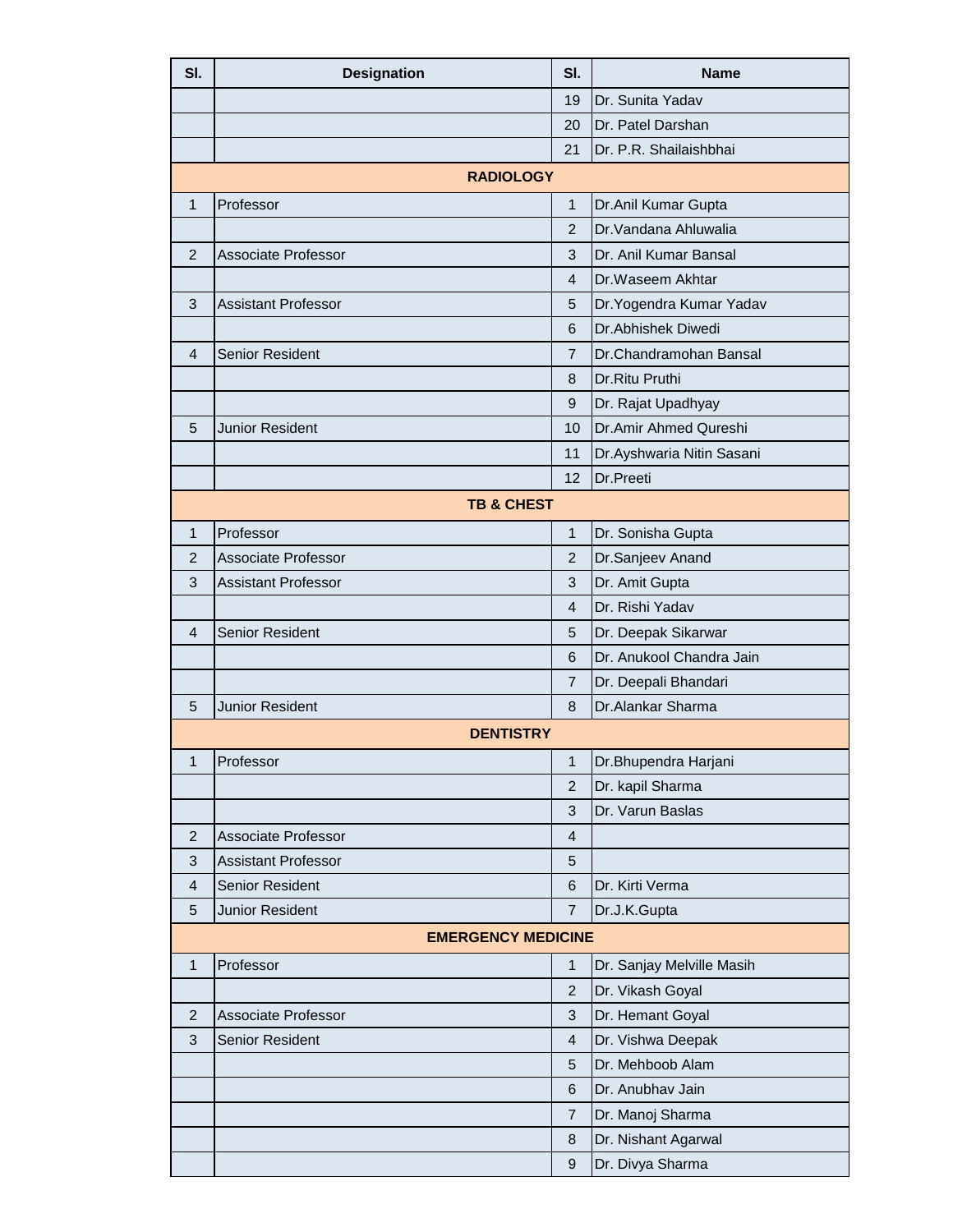| Sl. | Designation | Sl. | Name |
|---|---|---|---|
| | | 19 | Dr. Sunita Yadav |
| | | 20 | Dr. Patel Darshan |
| | | 21 | Dr. P.R. Shailaishbhai |
| **RADIOLOGY** | | | |
| 1 | Professor | 1 | Dr.Anil Kumar Gupta |
| | | 2 | Dr.Vandana Ahluwalia |
| 2 | Associate Professor | 3 | Dr. Anil Kumar Bansal |
| | | 4 | Dr.Waseem Akhtar |
| 3 | Assistant Professor | 5 | Dr.Yogendra Kumar Yadav |
| | | 6 | Dr.Abhishek Diwedi |
| 4 | Senior Resident | 7 | Dr.Chandramohan Bansal |
| | | 8 | Dr.Ritu Pruthi |
| | | 9 | Dr. Rajat Upadhyay |
| 5 | Junior Resident | 10 | Dr.Amir Ahmed Qureshi |
| | | 11 | Dr.Ayshwaria Nitin Sasani |
| | | 12 | Dr.Preeti |
| **TB & CHEST** | | | |
| 1 | Professor | 1 | Dr. Sonisha Gupta |
| 2 | Associate Professor | 2 | Dr.Sanjeev Anand |
| 3 | Assistant Professor | 3 | Dr. Amit Gupta |
| | | 4 | Dr. Rishi Yadav |
| 4 | Senior Resident | 5 | Dr. Deepak Sikarwar |
| | | 6 | Dr. Anukool Chandra Jain |
| | | 7 | Dr. Deepali Bhandari |
| 5 | Junior Resident | 8 | Dr.Alankar Sharma |
| **DENTISTRY** | | | |
| 1 | Professor | 1 | Dr.Bhupendra Harjani |
| | | 2 | Dr. kapil Sharma |
| | | 3 | Dr. Varun Baslas |
| 2 | Associate Professor | 4 | |
| 3 | Assistant Professor | 5 | |
| 4 | Senior Resident | 6 | Dr. Kirti Verma |
| 5 | Junior Resident | 7 | Dr.J.K.Gupta |
| **EMERGENCY MEDICINE** | | | |
| 1 | Professor | 1 | Dr. Sanjay Melville Masih |
| | | 2 | Dr. Vikash Goyal |
| 2 | Associate Professor | 3 | Dr. Hemant Goyal |
| 3 | Senior Resident | 4 | Dr. Vishwa Deepak |
| | | 5 | Dr. Mehboob Alam |
| | | 6 | Dr. Anubhav Jain |
| | | 7 | Dr. Manoj Sharma |
| | | 8 | Dr. Nishant Agarwal |
| | | 9 | Dr. Divya Sharma |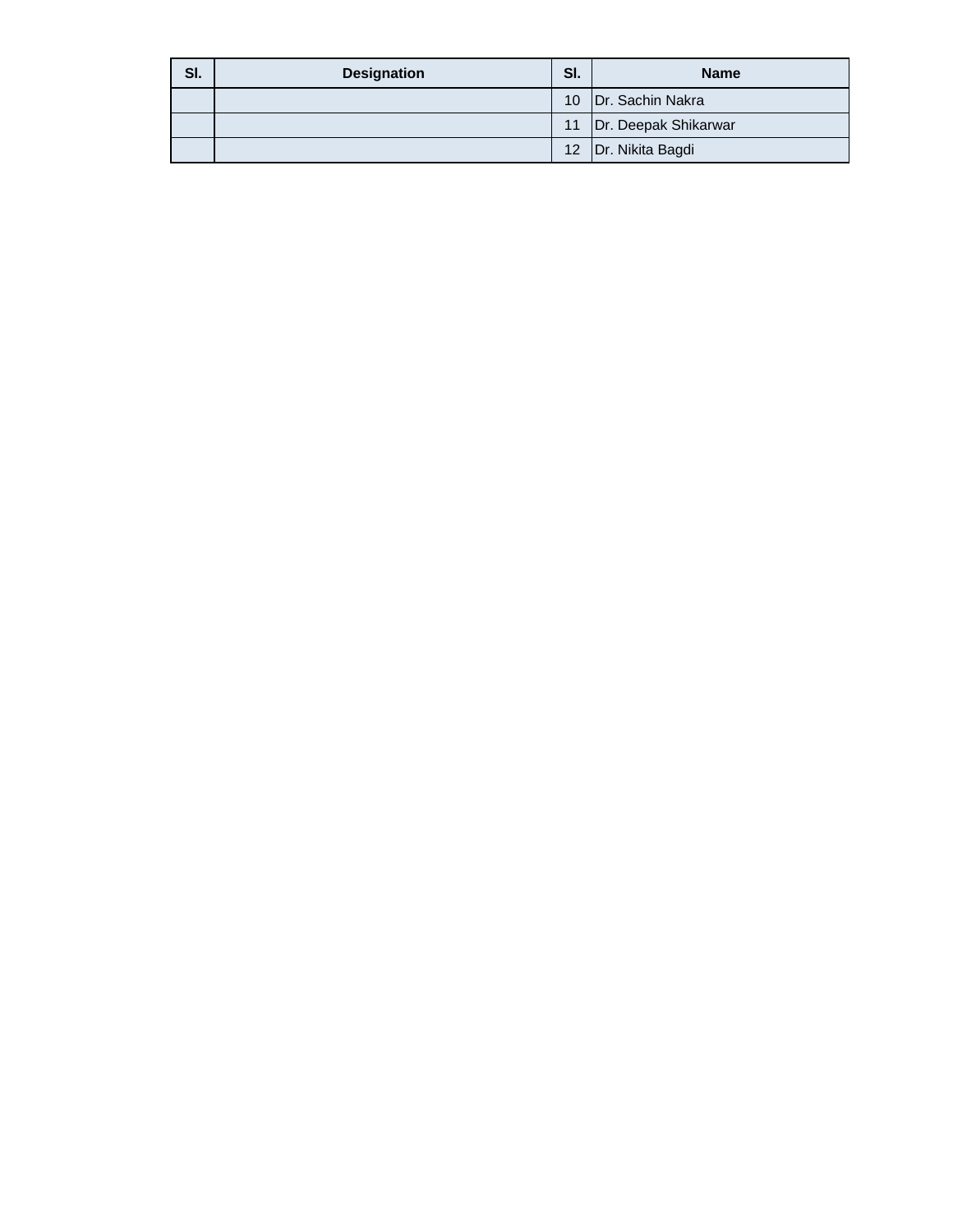| Sl. | Designation | Sl. | Name |
|---|---|---|---|
| | | 10 | Dr. Sachin Nakra |
| | | 11 | Dr. Deepak Shikarwar |
| | | 12 | Dr. Nikita Bagdi |